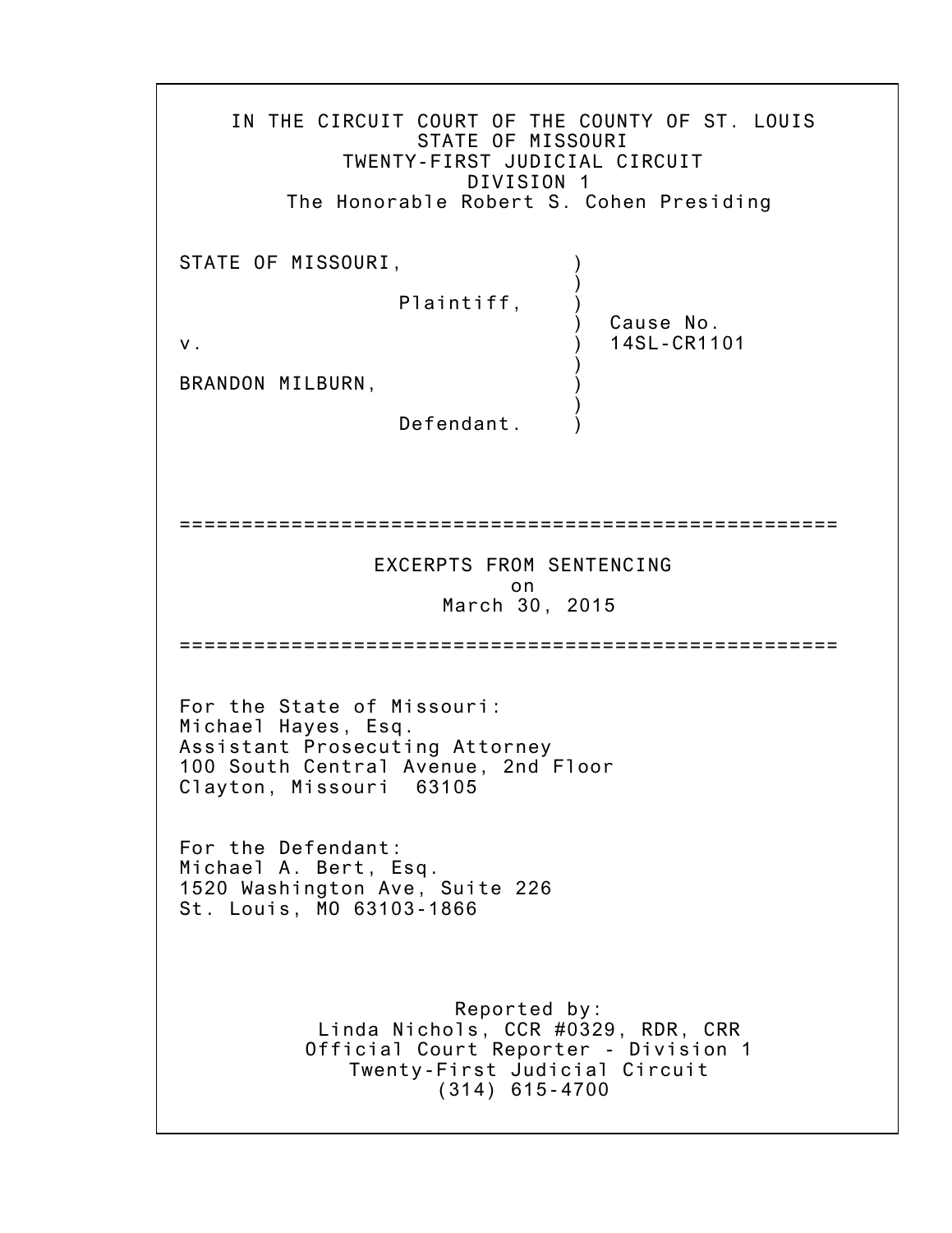IN THE CIRCUIT COURT OF THE COUNTY OF ST. LOUIS
STATE OF MISSOURI
TWENTY-FIRST JUDICIAL CIRCUIT
DIVISION 1
The Honorable Robert S. Cohen Presiding

| | | |
|---|---|---|
| STATE OF MISSOURI, | ) | |
| | ) | |
| Plaintiff, | ) | |
| | ) | Cause No. |
| v. | ) | 14SL-CR1101 |
| | ) | |
| BRANDON MILBURN, | ) | |
| | ) | |
| Defendant. | ) | |

==========================================================

EXCERPTS FROM SENTENCING
on
March 30, 2015

==========================================================

For the State of Missouri:
Michael Hayes, Esq.
Assistant Prosecuting Attorney
100 South Central Avenue, 2nd Floor
Clayton, Missouri 63105

For the Defendant:
Michael A. Bert, Esq.
1520 Washington Ave, Suite 226
St. Louis, MO 63103-1866

Reported by:
Linda Nichols, CCR #0329, RDR, CRR
Official Court Reporter - Division 1
Twenty-First Judicial Circuit
(314) 615-4700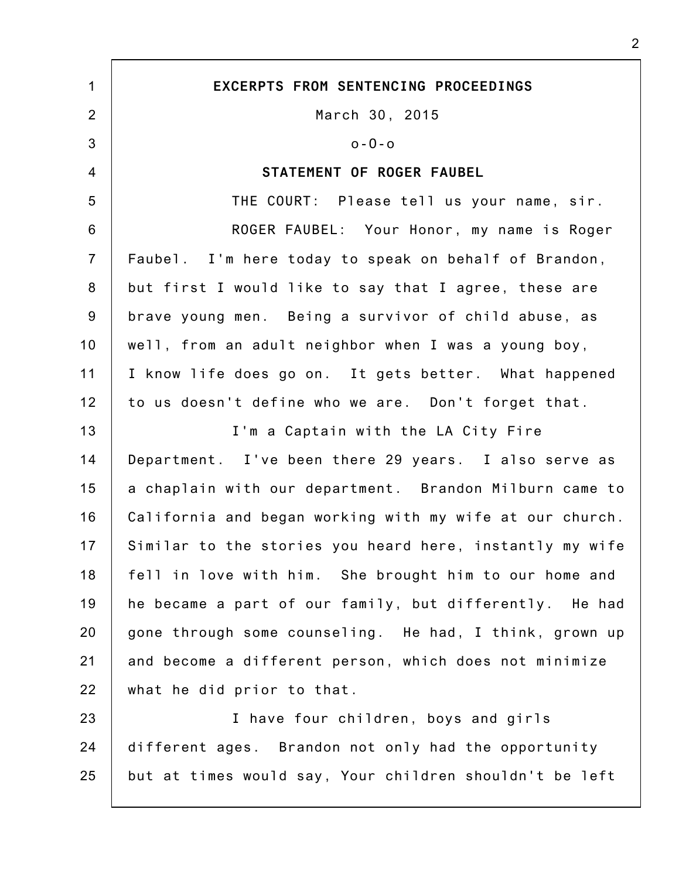**EXCERPTS FROM SENTENCING PROCEEDINGS**

March 30, 2015

o-0-o

**STATEMENT OF ROGER FAUBEL**

THE COURT: Please tell us your name, sir.

ROGER FAUBEL: Your Honor, my name is Roger Faubel. I'm here today to speak on behalf of Brandon, but first I would like to say that I agree, these are brave young men. Being a survivor of child abuse, as well, from an adult neighbor when I was a young boy, I know life does go on. It gets better. What happened to us doesn't define who we are. Don't forget that.

I'm a Captain with the LA City Fire Department. I've been there 29 years. I also serve as a chaplain with our department. Brandon Milburn came to California and began working with my wife at our church. Similar to the stories you heard here, instantly my wife fell in love with him. She brought him to our home and he became a part of our family, but differently. He had gone through some counseling. He had, I think, grown up and become a different person, which does not minimize what he did prior to that.

I have four children, boys and girls different ages. Brandon not only had the opportunity but at times would say, Your children shouldn't be left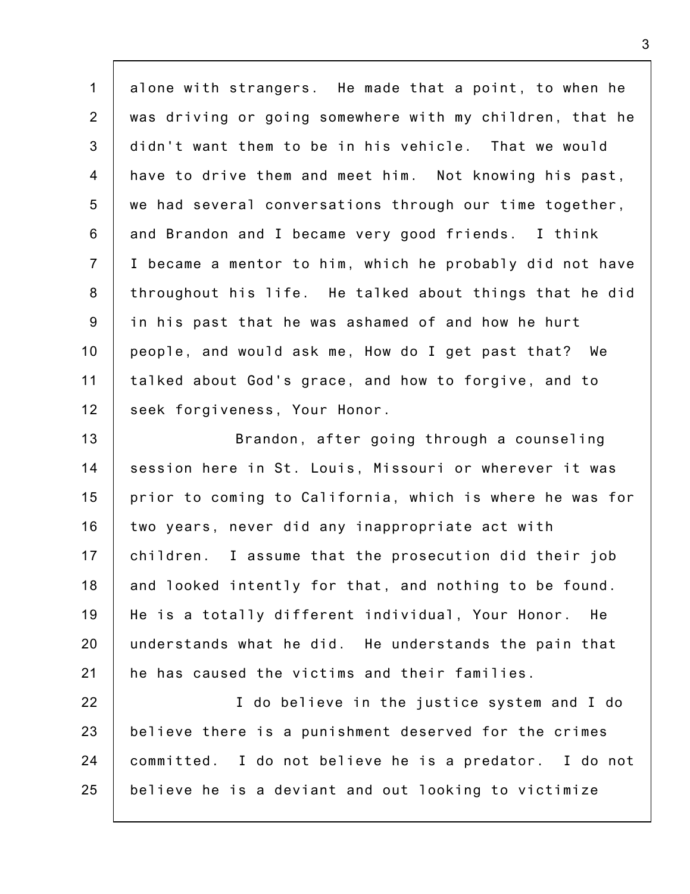alone with strangers. He made that a point, to when he was driving or going somewhere with my children, that he didn't want them to be in his vehicle. That we would have to drive them and meet him. Not knowing his past, we had several conversations through our time together, and Brandon and I became very good friends. I think I became a mentor to him, which he probably did not have throughout his life. He talked about things that he did in his past that he was ashamed of and how he hurt people, and would ask me, How do I get past that? We talked about God's grace, and how to forgive, and to seek forgiveness, Your Honor.

Brandon, after going through a counseling session here in St. Louis, Missouri or wherever it was prior to coming to California, which is where he was for two years, never did any inappropriate act with children. I assume that the prosecution did their job and looked intently for that, and nothing to be found. He is a totally different individual, Your Honor. He understands what he did. He understands the pain that he has caused the victims and their families.

I do believe in the justice system and I do believe there is a punishment deserved for the crimes committed. I do not believe he is a predator. I do not believe he is a deviant and out looking to victimize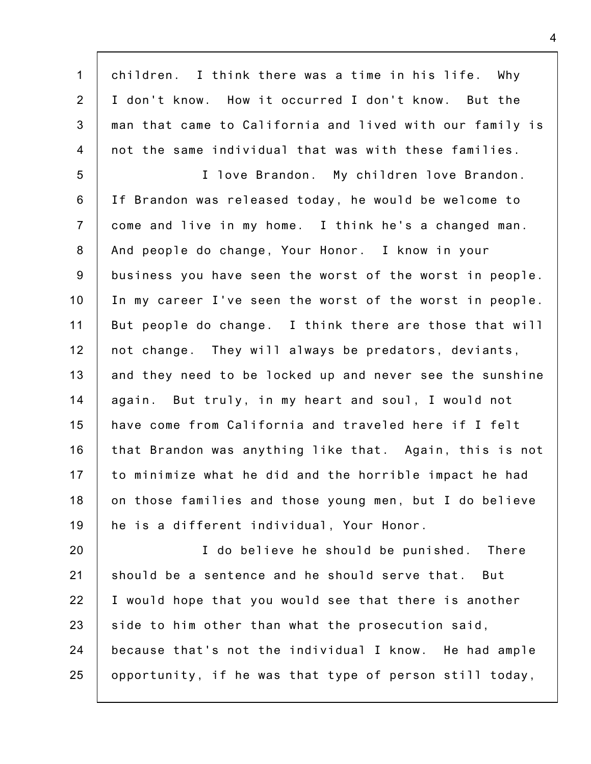children. I think there was a time in his life. Why I don't know. How it occurred I don't know. But the man that came to California and lived with our family is not the same individual that was with these families.

I love Brandon. My children love Brandon. If Brandon was released today, he would be welcome to come and live in my home. I think he's a changed man. And people do change, Your Honor. I know in your business you have seen the worst of the worst in people. In my career I've seen the worst of the worst in people. But people do change. I think there are those that will not change. They will always be predators, deviants, and they need to be locked up and never see the sunshine again. But truly, in my heart and soul, I would not have come from California and traveled here if I felt that Brandon was anything like that. Again, this is not to minimize what he did and the horrible impact he had on those families and those young men, but I do believe he is a different individual, Your Honor.

I do believe he should be punished. There should be a sentence and he should serve that. But I would hope that you would see that there is another side to him other than what the prosecution said, because that's not the individual I know. He had ample opportunity, if he was that type of person still today,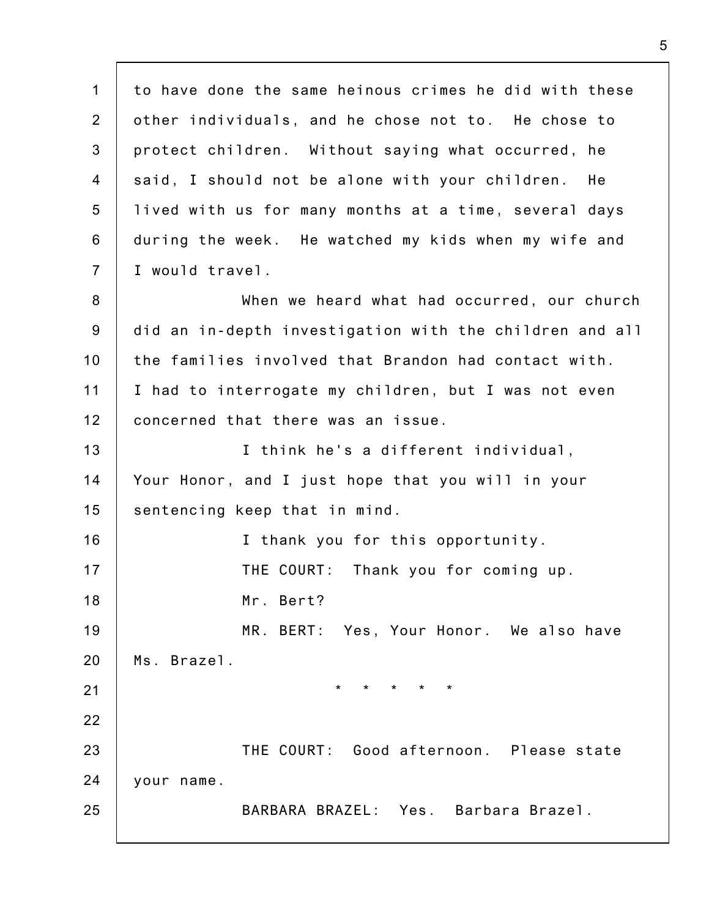to have done the same heinous crimes he did with these other individuals, and he chose not to. He chose to protect children. Without saying what occurred, he said, I should not be alone with your children. He lived with us for many months at a time, several days during the week. He watched my kids when my wife and I would travel.

When we heard what had occurred, our church did an in-depth investigation with the children and all the families involved that Brandon had contact with. I had to interrogate my children, but I was not even concerned that there was an issue.

I think he's a different individual, Your Honor, and I just hope that you will in your sentencing keep that in mind.

I thank you for this opportunity.

THE COURT: Thank you for coming up.

Mr. Bert?

MR. BERT: Yes, Your Honor. We also have Ms. Brazel.

\* \* \* \* \*

THE COURT: Good afternoon. Please state your name.

BARBARA BRAZEL: Yes. Barbara Brazel.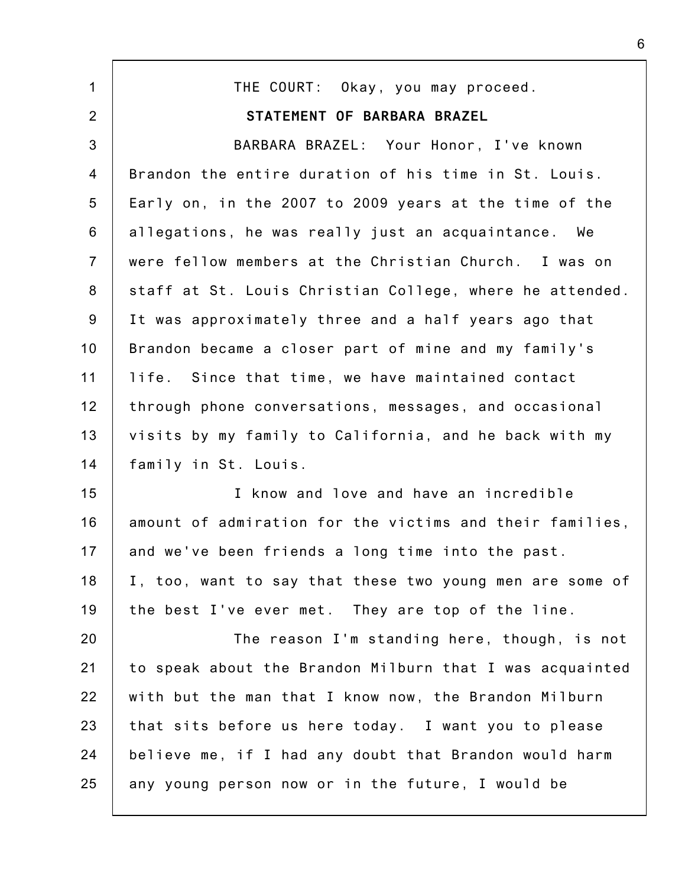THE COURT: Okay, you may proceed.

**STATEMENT OF BARBARA BRAZEL**

BARBARA BRAZEL: Your Honor, I've known Brandon the entire duration of his time in St. Louis. Early on, in the 2007 to 2009 years at the time of the allegations, he was really just an acquaintance. We were fellow members at the Christian Church. I was on staff at St. Louis Christian College, where he attended. It was approximately three and a half years ago that Brandon became a closer part of mine and my family's life. Since that time, we have maintained contact through phone conversations, messages, and occasional visits by my family to California, and he back with my family in St. Louis.

I know and love and have an incredible amount of admiration for the victims and their families, and we've been friends a long time into the past. I, too, want to say that these two young men are some of the best I've ever met. They are top of the line.

The reason I'm standing here, though, is not to speak about the Brandon Milburn that I was acquainted with but the man that I know now, the Brandon Milburn that sits before us here today. I want you to please believe me, if I had any doubt that Brandon would harm any young person now or in the future, I would be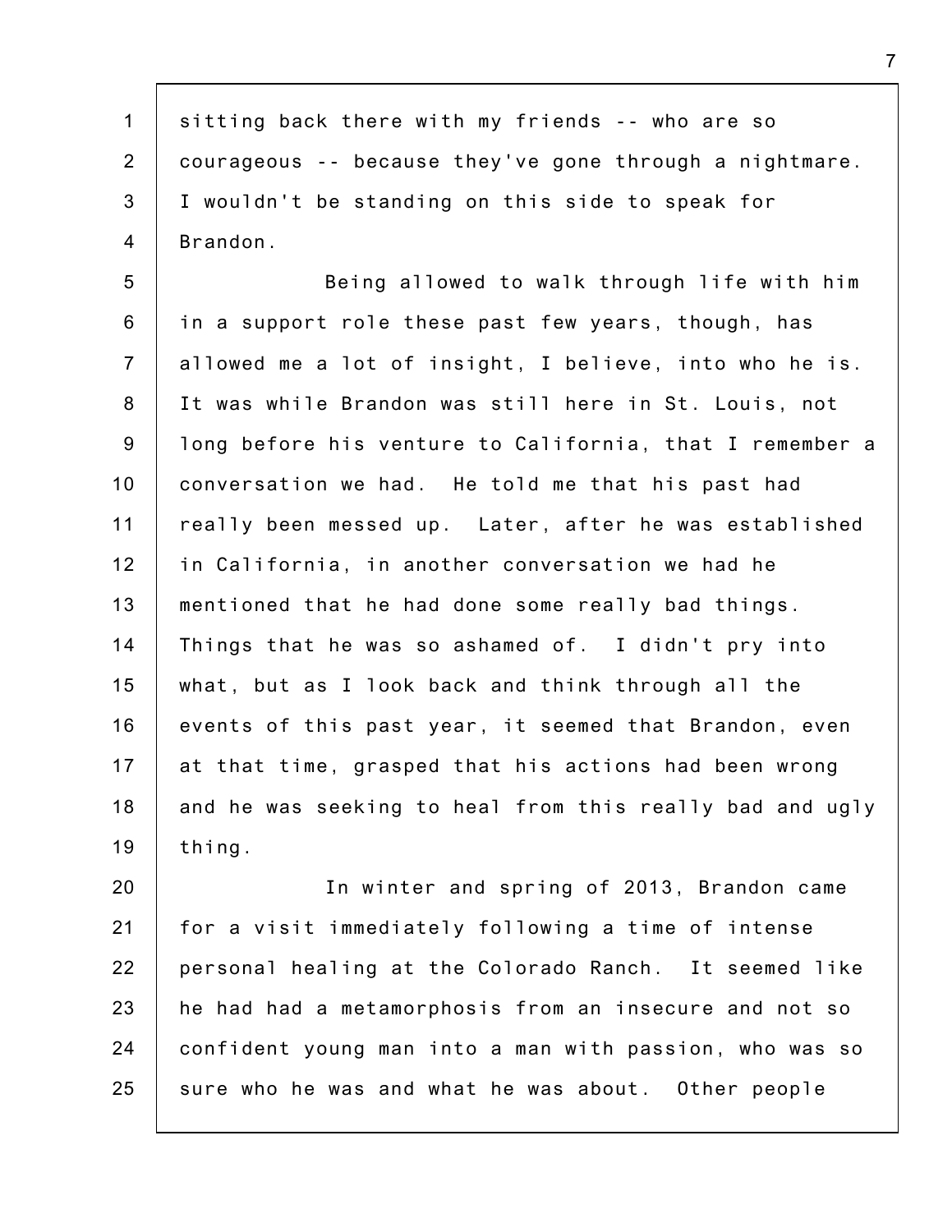sitting back there with my friends -- who are so courageous -- because they've gone through a nightmare. I wouldn't be standing on this side to speak for Brandon.

Being allowed to walk through life with him in a support role these past few years, though, has allowed me a lot of insight, I believe, into who he is. It was while Brandon was still here in St. Louis, not long before his venture to California, that I remember a conversation we had. He told me that his past had really been messed up. Later, after he was established in California, in another conversation we had he mentioned that he had done some really bad things. Things that he was so ashamed of. I didn't pry into what, but as I look back and think through all the events of this past year, it seemed that Brandon, even at that time, grasped that his actions had been wrong and he was seeking to heal from this really bad and ugly thing.

In winter and spring of 2013, Brandon came for a visit immediately following a time of intense personal healing at the Colorado Ranch. It seemed like he had had a metamorphosis from an insecure and not so confident young man into a man with passion, who was so sure who he was and what he was about. Other people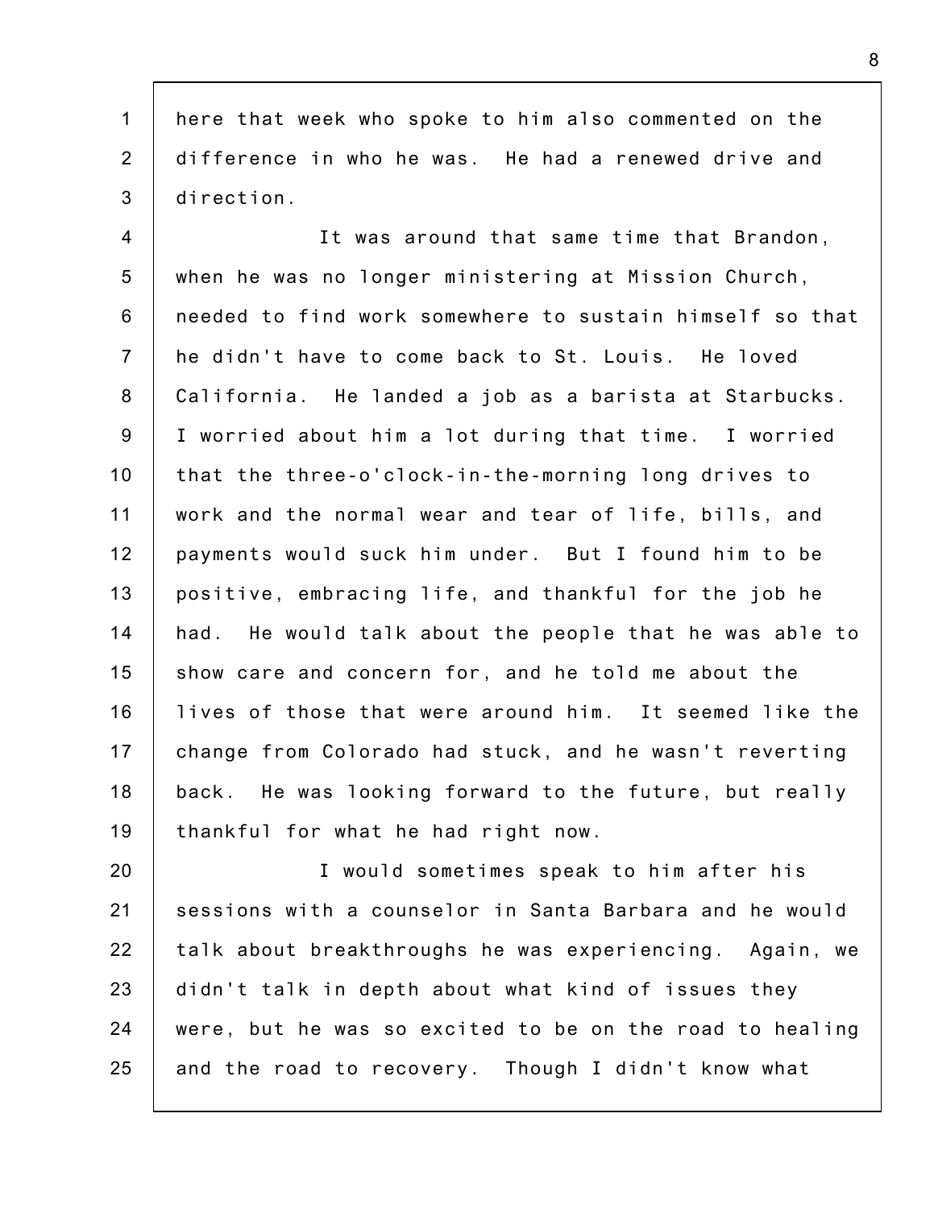here that week who spoke to him also commented on the difference in who he was. He had a renewed drive and direction.

It was around that same time that Brandon, when he was no longer ministering at Mission Church, needed to find work somewhere to sustain himself so that he didn't have to come back to St. Louis. He loved California. He landed a job as a barista at Starbucks. I worried about him a lot during that time. I worried that the three-o'clock-in-the-morning long drives to work and the normal wear and tear of life, bills, and payments would suck him under. But I found him to be positive, embracing life, and thankful for the job he had. He would talk about the people that he was able to show care and concern for, and he told me about the lives of those that were around him. It seemed like the change from Colorado had stuck, and he wasn't reverting back. He was looking forward to the future, but really thankful for what he had right now.

I would sometimes speak to him after his sessions with a counselor in Santa Barbara and he would talk about breakthroughs he was experiencing. Again, we didn't talk in depth about what kind of issues they were, but he was so excited to be on the road to healing and the road to recovery. Though I didn't know what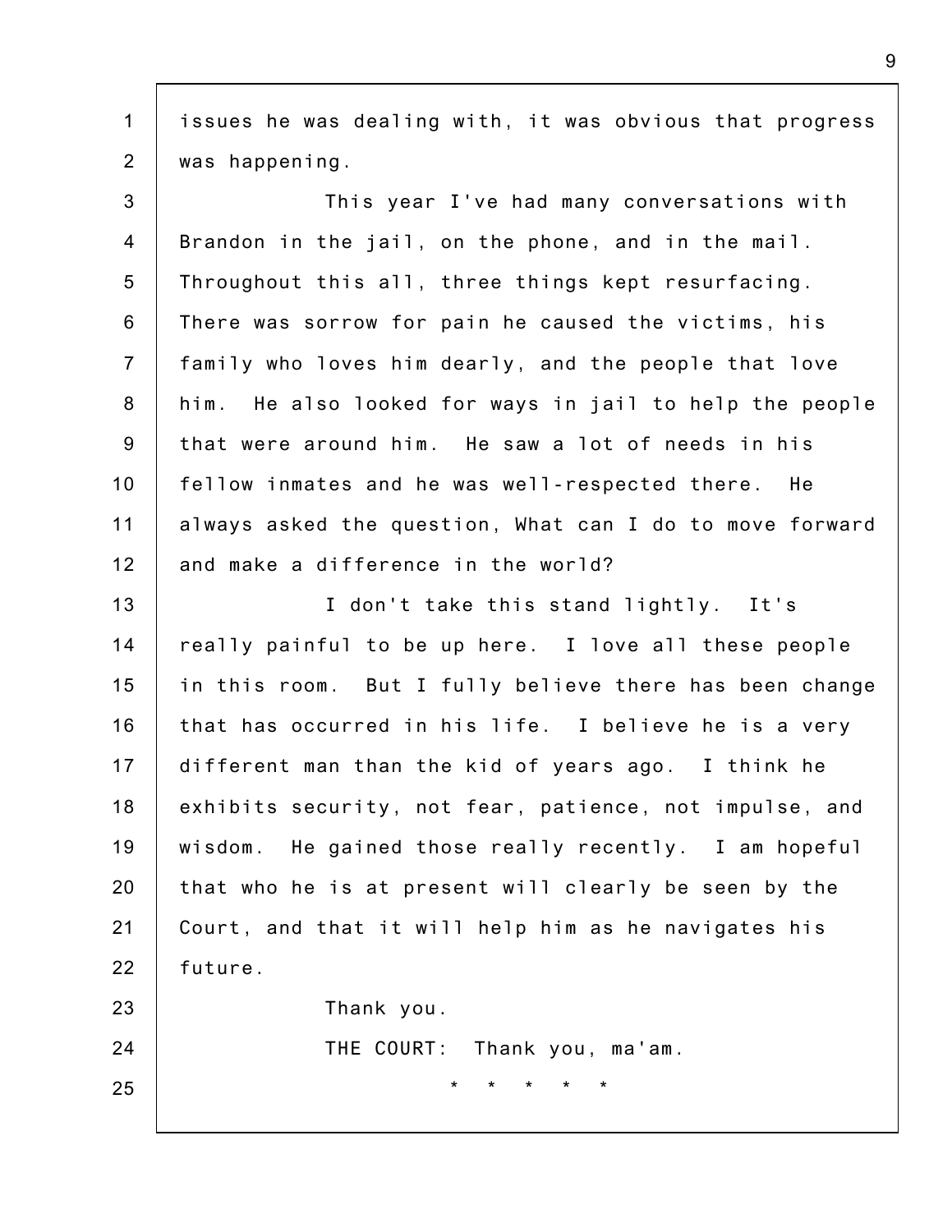issues he was dealing with, it was obvious that progress was happening.

This year I've had many conversations with Brandon in the jail, on the phone, and in the mail. Throughout this all, three things kept resurfacing. There was sorrow for pain he caused the victims, his family who loves him dearly, and the people that love him. He also looked for ways in jail to help the people that were around him. He saw a lot of needs in his fellow inmates and he was well-respected there. He always asked the question, What can I do to move forward and make a difference in the world?

I don't take this stand lightly. It's really painful to be up here. I love all these people in this room. But I fully believe there has been change that has occurred in his life. I believe he is a very different man than the kid of years ago. I think he exhibits security, not fear, patience, not impulse, and wisdom. He gained those really recently. I am hopeful that who he is at present will clearly be seen by the Court, and that it will help him as he navigates his future.

Thank you.

THE COURT: Thank you, ma'am.

\* \* \* \* \*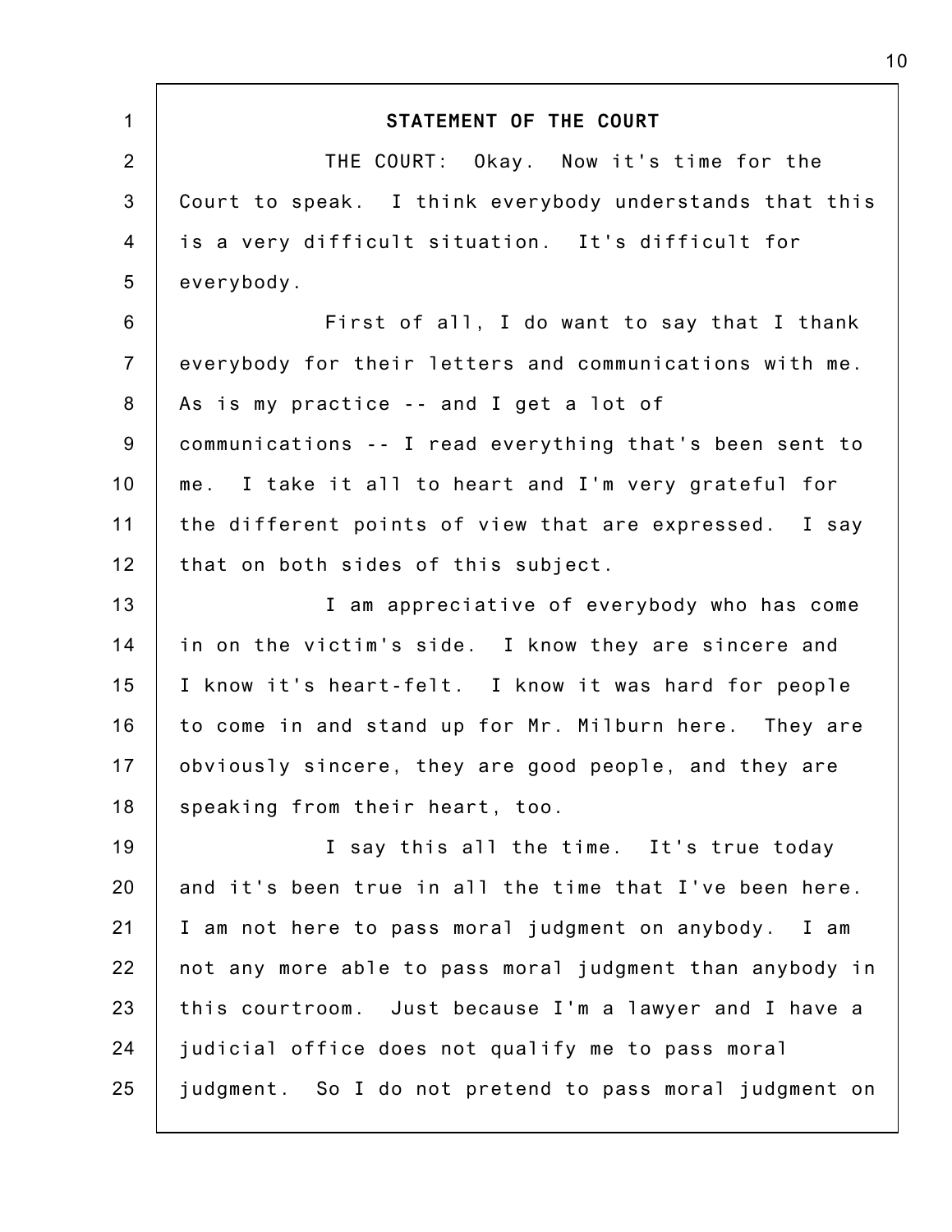## STATEMENT OF THE COURT

THE COURT: Okay. Now it's time for the Court to speak. I think everybody understands that this is a very difficult situation. It's difficult for everybody.

First of all, I do want to say that I thank everybody for their letters and communications with me. As is my practice -- and I get a lot of communications -- I read everything that's been sent to me. I take it all to heart and I'm very grateful for the different points of view that are expressed. I say that on both sides of this subject.

I am appreciative of everybody who has come in on the victim's side. I know they are sincere and I know it's heart-felt. I know it was hard for people to come in and stand up for Mr. Milburn here. They are obviously sincere, they are good people, and they are speaking from their heart, too.

I say this all the time. It's true today and it's been true in all the time that I've been here. I am not here to pass moral judgment on anybody. I am not any more able to pass moral judgment than anybody in this courtroom. Just because I'm a lawyer and I have a judicial office does not qualify me to pass moral judgment. So I do not pretend to pass moral judgment on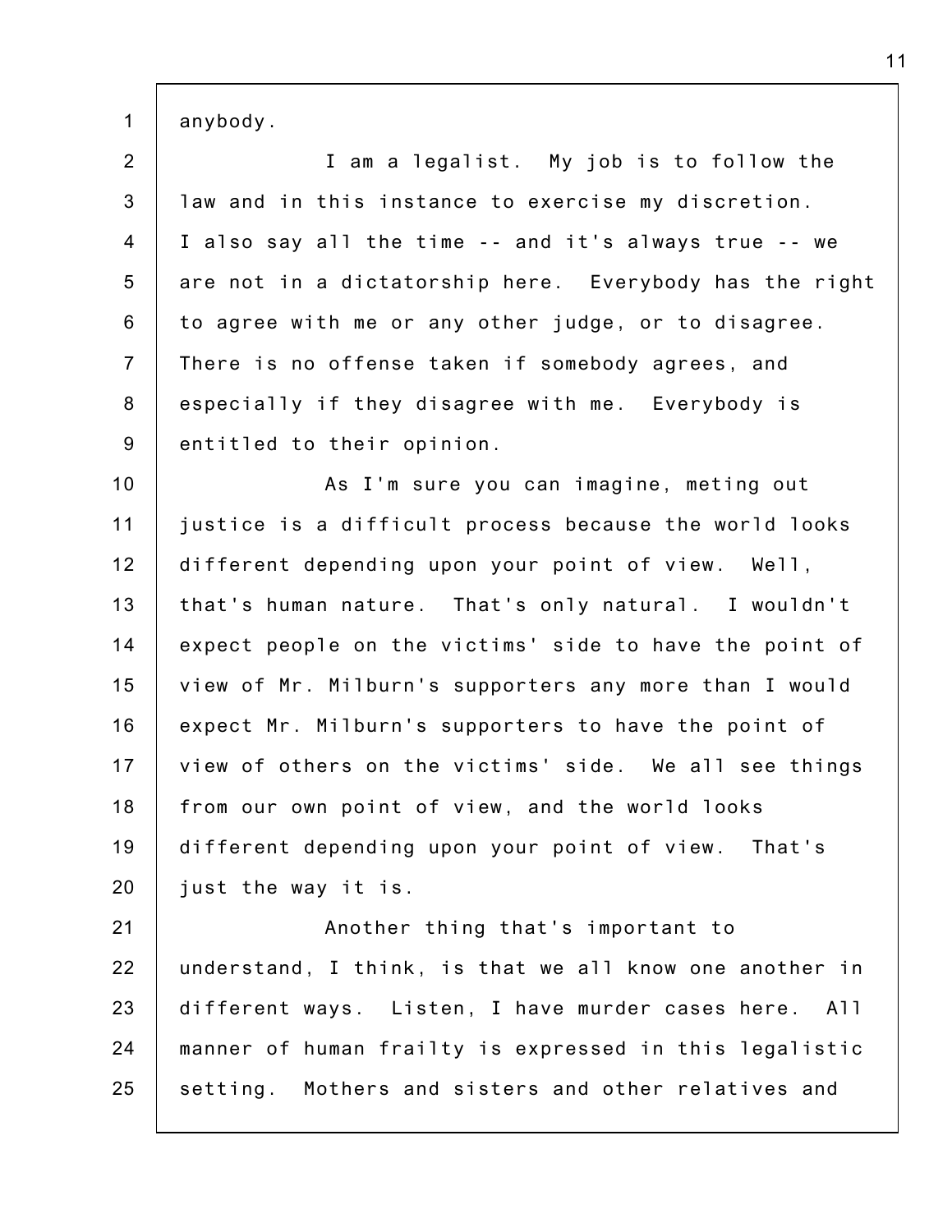anybody.

I am a legalist. My job is to follow the law and in this instance to exercise my discretion. I also say all the time -- and it's always true -- we are not in a dictatorship here. Everybody has the right to agree with me or any other judge, or to disagree. There is no offense taken if somebody agrees, and especially if they disagree with me. Everybody is entitled to their opinion.

As I'm sure you can imagine, meting out justice is a difficult process because the world looks different depending upon your point of view. Well, that's human nature. That's only natural. I wouldn't expect people on the victims' side to have the point of view of Mr. Milburn's supporters any more than I would expect Mr. Milburn's supporters to have the point of view of others on the victims' side. We all see things from our own point of view, and the world looks different depending upon your point of view. That's just the way it is.

Another thing that's important to understand, I think, is that we all know one another in different ways. Listen, I have murder cases here. All manner of human frailty is expressed in this legalistic setting. Mothers and sisters and other relatives and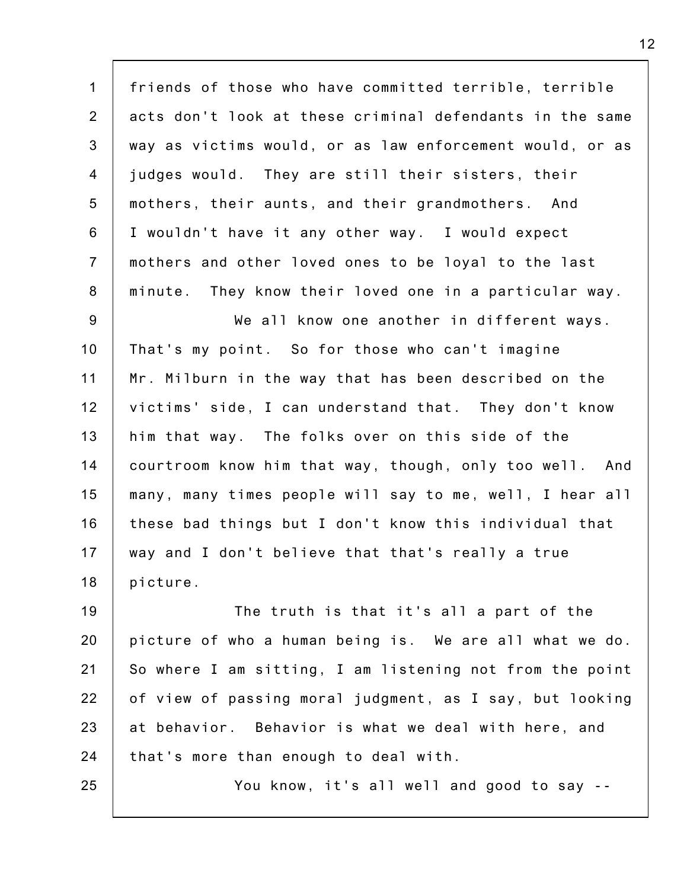friends of those who have committed terrible, terrible acts don't look at these criminal defendants in the same way as victims would, or as law enforcement would, or as judges would. They are still their sisters, their mothers, their aunts, and their grandmothers. And I wouldn't have it any other way. I would expect mothers and other loved ones to be loyal to the last minute. They know their loved one in a particular way.

We all know one another in different ways. That's my point. So for those who can't imagine Mr. Milburn in the way that has been described on the victims' side, I can understand that. They don't know him that way. The folks over on this side of the courtroom know him that way, though, only too well. And many, many times people will say to me, well, I hear all these bad things but I don't know this individual that way and I don't believe that that's really a true picture.

The truth is that it's all a part of the picture of who a human being is. We are all what we do. So where I am sitting, I am listening not from the point of view of passing moral judgment, as I say, but looking at behavior. Behavior is what we deal with here, and that's more than enough to deal with.

You know, it's all well and good to say --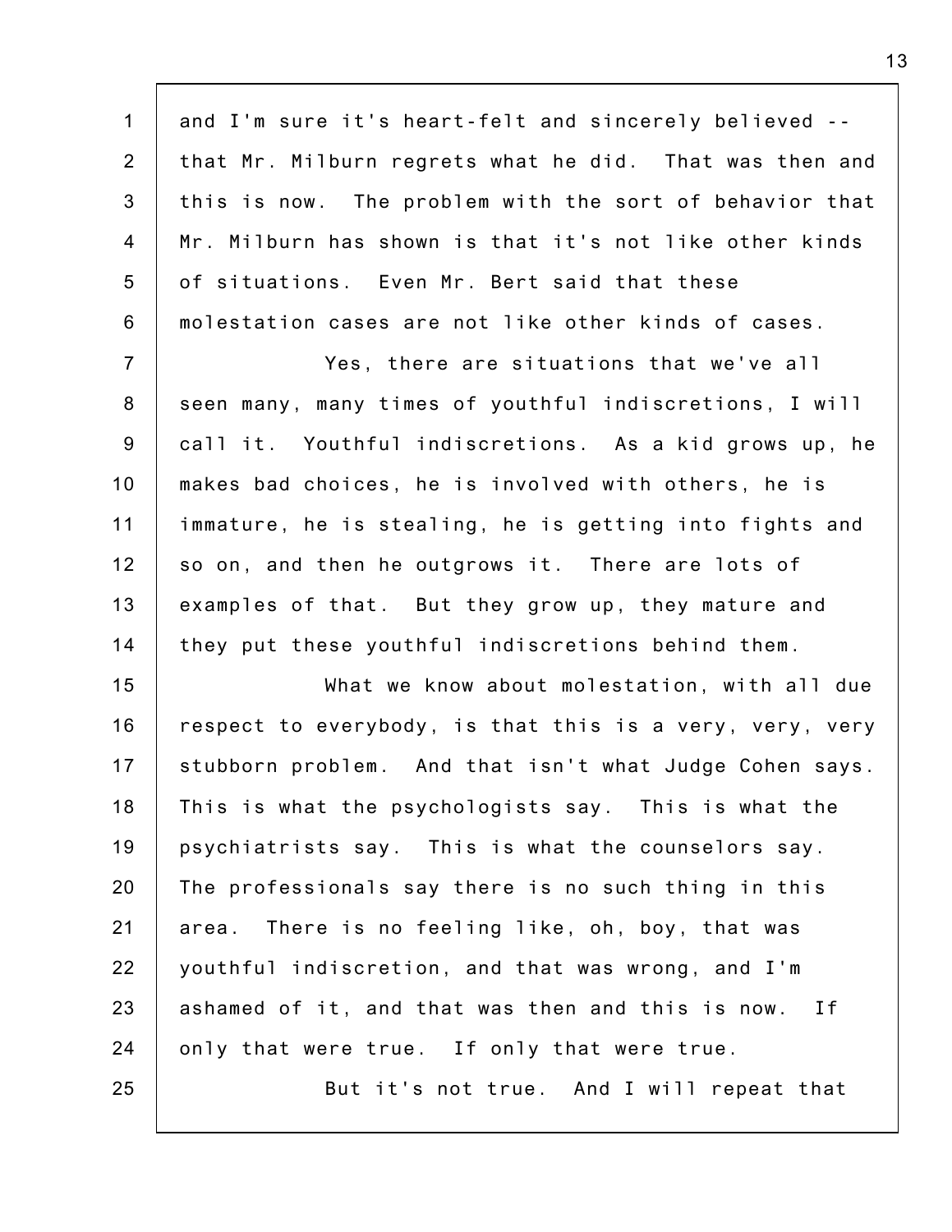and I'm sure it's heart-felt and sincerely believed -- that Mr. Milburn regrets what he did. That was then and this is now. The problem with the sort of behavior that Mr. Milburn has shown is that it's not like other kinds of situations. Even Mr. Bert said that these molestation cases are not like other kinds of cases.

Yes, there are situations that we've all seen many, many times of youthful indiscretions, I will call it. Youthful indiscretions. As a kid grows up, he makes bad choices, he is involved with others, he is immature, he is stealing, he is getting into fights and so on, and then he outgrows it. There are lots of examples of that. But they grow up, they mature and they put these youthful indiscretions behind them.

What we know about molestation, with all due respect to everybody, is that this is a very, very, very stubborn problem. And that isn't what Judge Cohen says. This is what the psychologists say. This is what the psychiatrists say. This is what the counselors say. The professionals say there is no such thing in this area. There is no feeling like, oh, boy, that was youthful indiscretion, and that was wrong, and I'm ashamed of it, and that was then and this is now. If only that were true. If only that were true.

But it's not true. And I will repeat that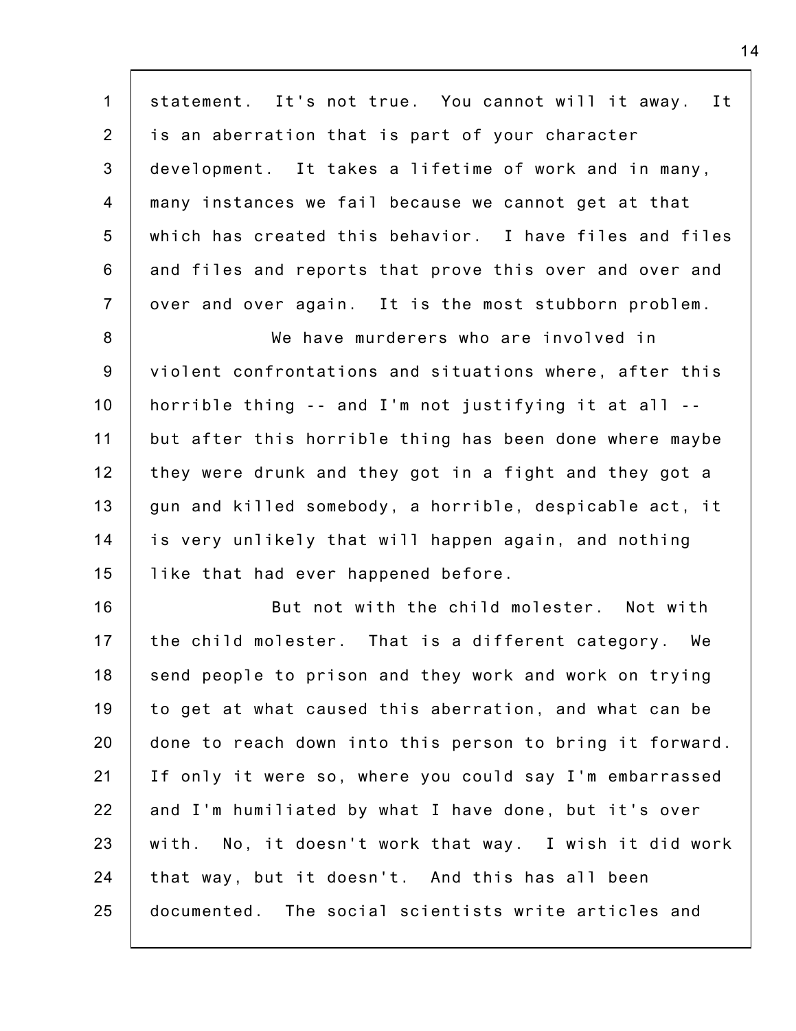statement. It's not true. You cannot will it away. It is an aberration that is part of your character development. It takes a lifetime of work and in many, many instances we fail because we cannot get at that which has created this behavior. I have files and files and files and reports that prove this over and over and over and over again. It is the most stubborn problem.

We have murderers who are involved in violent confrontations and situations where, after this horrible thing -- and I'm not justifying it at all -- but after this horrible thing has been done where maybe they were drunk and they got in a fight and they got a gun and killed somebody, a horrible, despicable act, it is very unlikely that will happen again, and nothing like that had ever happened before.

But not with the child molester. Not with the child molester. That is a different category. We send people to prison and they work and work on trying to get at what caused this aberration, and what can be done to reach down into this person to bring it forward. If only it were so, where you could say I'm embarrassed and I'm humiliated by what I have done, but it's over with. No, it doesn't work that way. I wish it did work that way, but it doesn't. And this has all been documented. The social scientists write articles and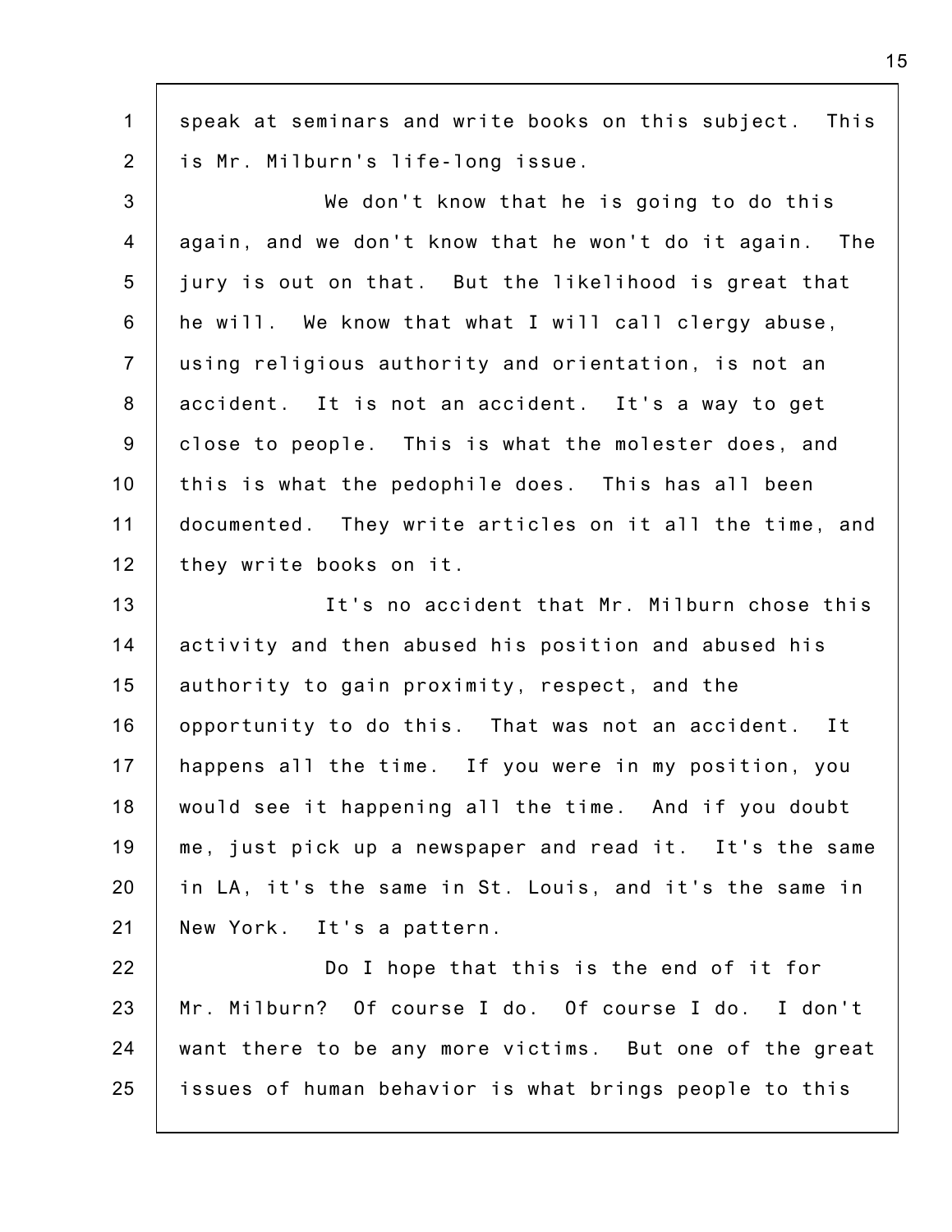speak at seminars and write books on this subject. This is Mr. Milburn's life-long issue.

We don't know that he is going to do this again, and we don't know that he won't do it again. The jury is out on that. But the likelihood is great that he will. We know that what I will call clergy abuse, using religious authority and orientation, is not an accident. It is not an accident. It's a way to get close to people. This is what the molester does, and this is what the pedophile does. This has all been documented. They write articles on it all the time, and they write books on it.

It's no accident that Mr. Milburn chose this activity and then abused his position and abused his authority to gain proximity, respect, and the opportunity to do this. That was not an accident. It happens all the time. If you were in my position, you would see it happening all the time. And if you doubt me, just pick up a newspaper and read it. It's the same in LA, it's the same in St. Louis, and it's the same in New York. It's a pattern.

Do I hope that this is the end of it for Mr. Milburn? Of course I do. Of course I do. I don't want there to be any more victims. But one of the great issues of human behavior is what brings people to this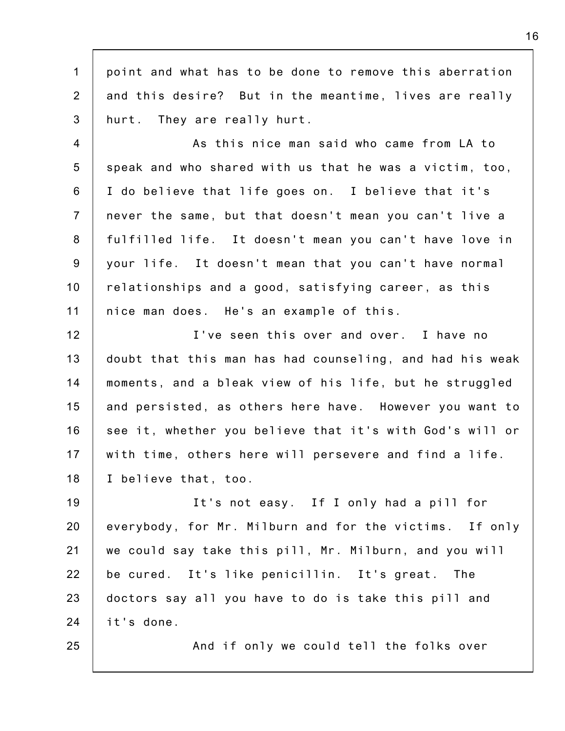point and what has to be done to remove this aberration and this desire? But in the meantime, lives are really hurt. They are really hurt.

As this nice man said who came from LA to speak and who shared with us that he was a victim, too, I do believe that life goes on. I believe that it's never the same, but that doesn't mean you can't live a fulfilled life. It doesn't mean you can't have love in your life. It doesn't mean that you can't have normal relationships and a good, satisfying career, as this nice man does. He's an example of this.

I've seen this over and over. I have no doubt that this man has had counseling, and had his weak moments, and a bleak view of his life, but he struggled and persisted, as others here have. However you want to see it, whether you believe that it's with God's will or with time, others here will persevere and find a life. I believe that, too.

It's not easy. If I only had a pill for everybody, for Mr. Milburn and for the victims. If only we could say take this pill, Mr. Milburn, and you will be cured. It's like penicillin. It's great. The doctors say all you have to do is take this pill and it's done.

And if only we could tell the folks over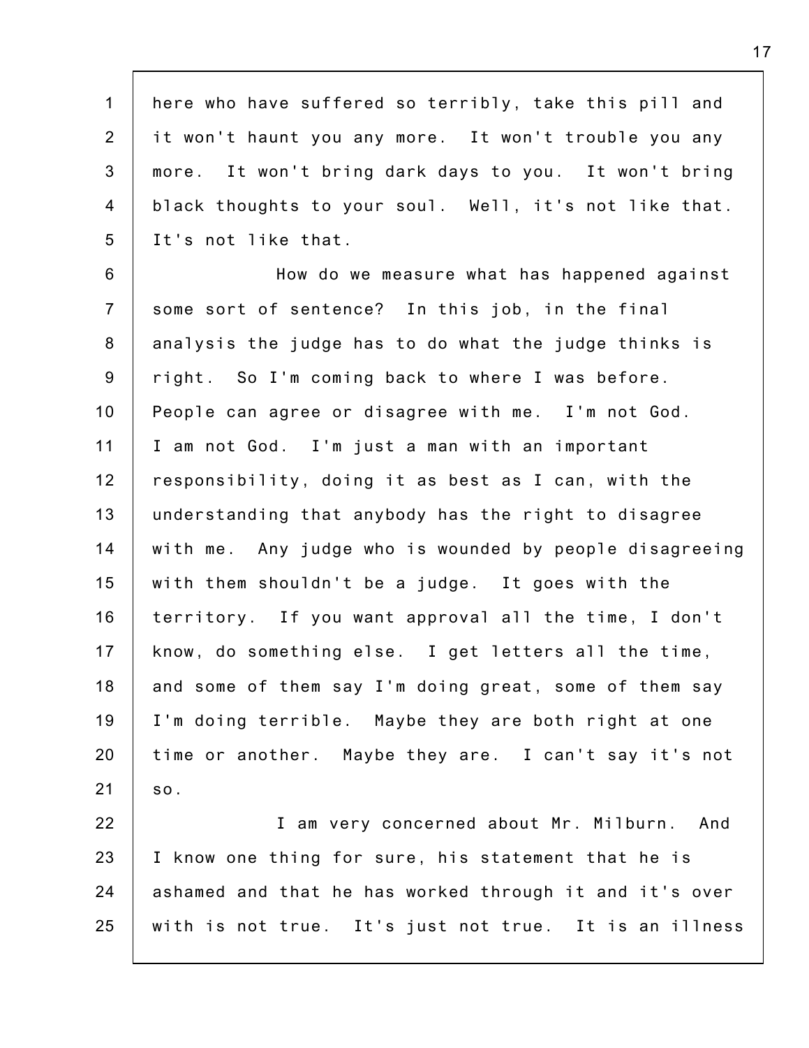here who have suffered so terribly, take this pill and it won't haunt you any more. It won't trouble you any more. It won't bring dark days to you. It won't bring black thoughts to your soul. Well, it's not like that. It's not like that.

How do we measure what has happened against some sort of sentence? In this job, in the final analysis the judge has to do what the judge thinks is right. So I'm coming back to where I was before. People can agree or disagree with me. I'm not God. I am not God. I'm just a man with an important responsibility, doing it as best as I can, with the understanding that anybody has the right to disagree with me. Any judge who is wounded by people disagreeing with them shouldn't be a judge. It goes with the territory. If you want approval all the time, I don't know, do something else. I get letters all the time, and some of them say I'm doing great, some of them say I'm doing terrible. Maybe they are both right at one time or another. Maybe they are. I can't say it's not so.

I am very concerned about Mr. Milburn. And I know one thing for sure, his statement that he is ashamed and that he has worked through it and it's over with is not true. It's just not true. It is an illness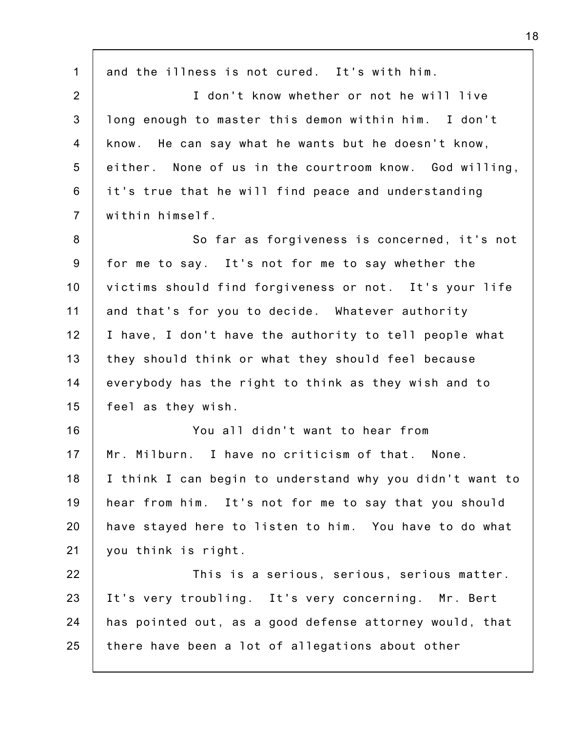and the illness is not cured. It's with him.

I don't know whether or not he will live long enough to master this demon within him. I don't know. He can say what he wants but he doesn't know, either. None of us in the courtroom know. God willing, it's true that he will find peace and understanding within himself.

So far as forgiveness is concerned, it's not for me to say. It's not for me to say whether the victims should find forgiveness or not. It's your life and that's for you to decide. Whatever authority I have, I don't have the authority to tell people what they should think or what they should feel because everybody has the right to think as they wish and to feel as they wish.

You all didn't want to hear from Mr. Milburn. I have no criticism of that. None. I think I can begin to understand why you didn't want to hear from him. It's not for me to say that you should have stayed here to listen to him. You have to do what you think is right.

This is a serious, serious, serious matter. It's very troubling. It's very concerning. Mr. Bert has pointed out, as a good defense attorney would, that there have been a lot of allegations about other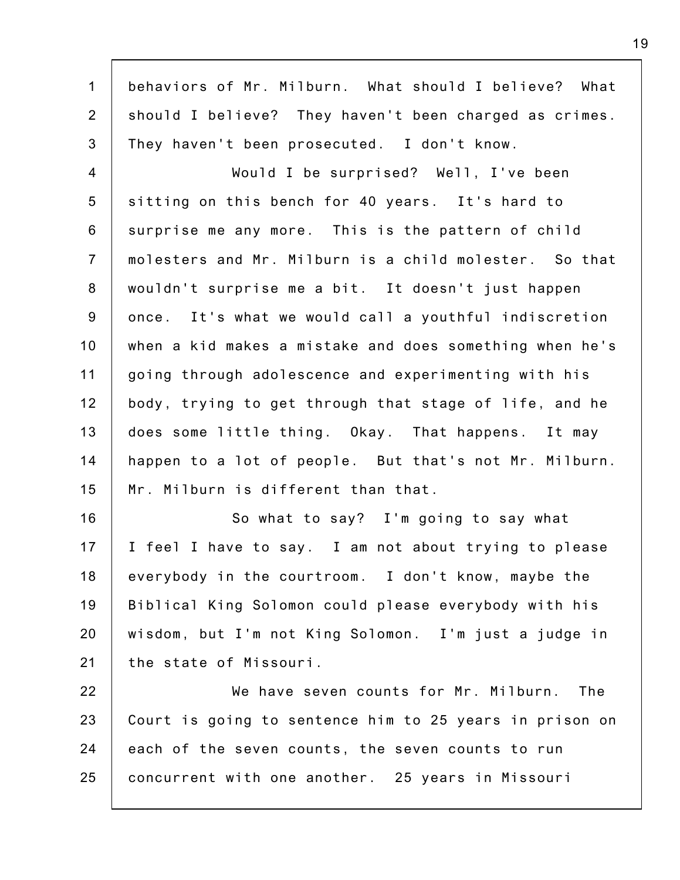behaviors of Mr. Milburn. What should I believe? What should I believe? They haven't been charged as crimes. They haven't been prosecuted. I don't know.

Would I be surprised? Well, I've been sitting on this bench for 40 years. It's hard to surprise me any more. This is the pattern of child molesters and Mr. Milburn is a child molester. So that wouldn't surprise me a bit. It doesn't just happen once. It's what we would call a youthful indiscretion when a kid makes a mistake and does something when he's going through adolescence and experimenting with his body, trying to get through that stage of life, and he does some little thing. Okay. That happens. It may happen to a lot of people. But that's not Mr. Milburn. Mr. Milburn is different than that.

So what to say? I'm going to say what I feel I have to say. I am not about trying to please everybody in the courtroom. I don't know, maybe the Biblical King Solomon could please everybody with his wisdom, but I'm not King Solomon. I'm just a judge in the state of Missouri.

We have seven counts for Mr. Milburn. The Court is going to sentence him to 25 years in prison on each of the seven counts, the seven counts to run concurrent with one another. 25 years in Missouri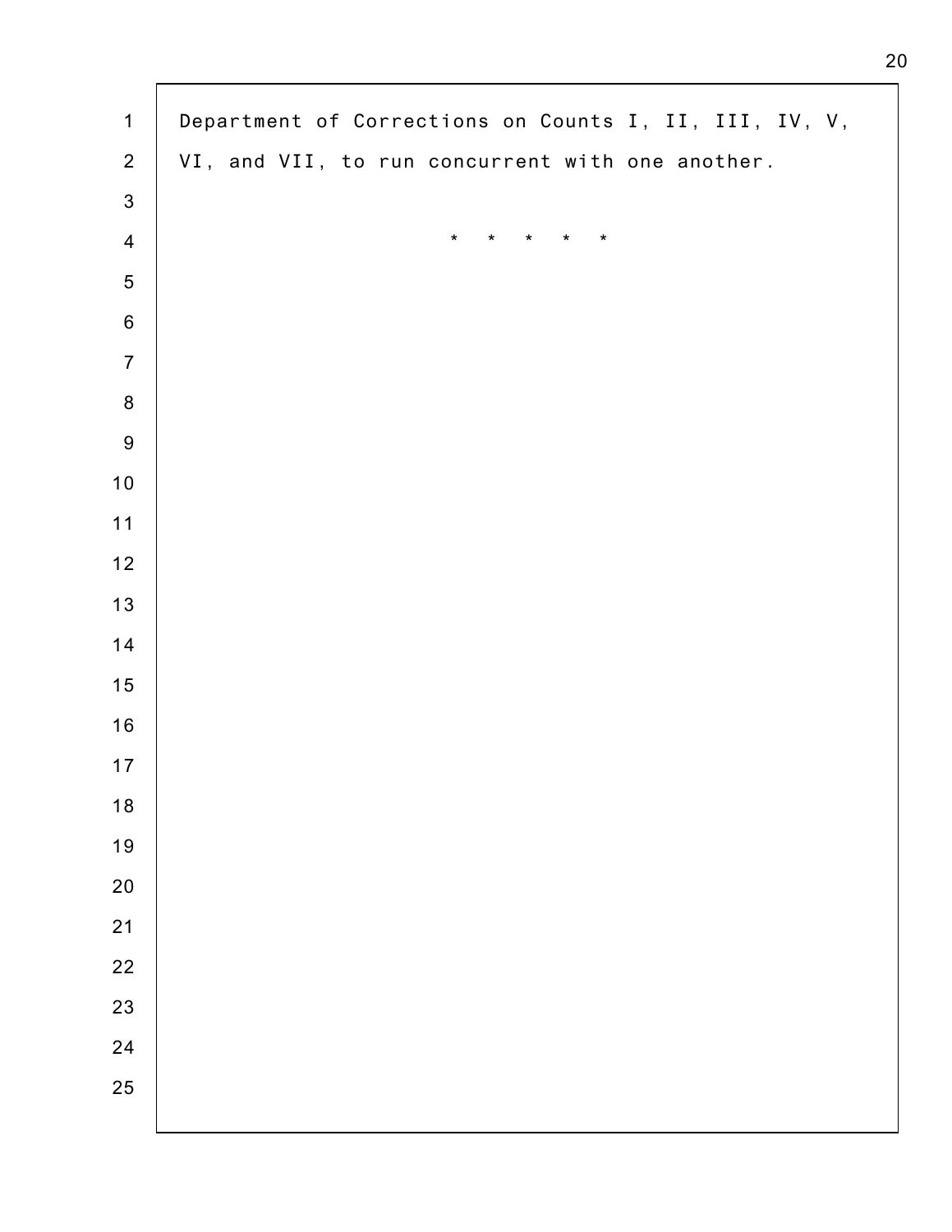Department of Corrections on Counts I, II, III, IV, V, VI, and VII, to run concurrent with one another.

* * * * *